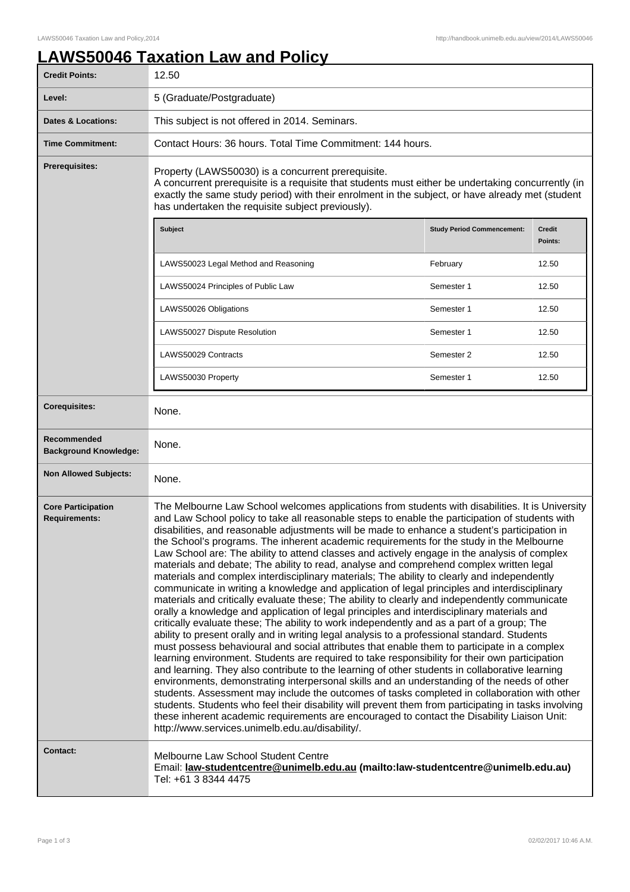# LAWS50046 Taxation Law and Policy

| | |
|---|---|
| **Credit Points:** | 12.50 |
| **Level:** | 5 (Graduate/Postgraduate) |
| **Dates & Locations:** | This subject is not offered in 2014. Seminars. |
| **Time Commitment:** | Contact Hours: 36 hours. Total Time Commitment: 144 hours. |
| **Prerequisites:** | Property (LAWS50030) is a concurrent prerequisite. A concurrent prerequisite is a requisite that students must either be undertaking concurrently (in exactly the same study period) with their enrolment in the subject, or have already met (student has undertaken the requisite subject previously). |

| Subject | Study Period Commencement: | Credit Points: |
|---|---|---|
| LAWS50023 Legal Method and Reasoning | February | 12.50 |
| LAWS50024 Principles of Public Law | Semester 1 | 12.50 |
| LAWS50026 Obligations | Semester 1 | 12.50 |
| LAWS50027 Dispute Resolution | Semester 1 | 12.50 |
| LAWS50029 Contracts | Semester 2 | 12.50 |
| LAWS50030 Property | Semester 1 | 12.50 |

| | |
|---|---|
| **Corequisites:** | None. |
| **Recommended Background Knowledge:** | None. |
| **Non Allowed Subjects:** | None. |
| **Core Participation Requirements:** | The Melbourne Law School welcomes applications from students with disabilities. It is University and Law School policy to take all reasonable steps to enable the participation of students with disabilities, and reasonable adjustments will be made to enhance a student's participation in the School's programs. The inherent academic requirements for the study in the Melbourne Law School are: The ability to attend classes and actively engage in the analysis of complex materials and debate; The ability to read, analyse and comprehend complex written legal materials and complex interdisciplinary materials; The ability to clearly and independently communicate in writing a knowledge and application of legal principles and interdisciplinary materials and critically evaluate these; The ability to clearly and independently communicate orally a knowledge and application of legal principles and interdisciplinary materials and critically evaluate these; The ability to work independently and as a part of a group; The ability to present orally and in writing legal analysis to a professional standard. Students must possess behavioural and social attributes that enable them to participate in a complex learning environment. Students are required to take responsibility for their own participation and learning. They also contribute to the learning of other students in collaborative learning environments, demonstrating interpersonal skills and an understanding of the needs of other students. Assessment may include the outcomes of tasks completed in collaboration with other students. Students who feel their disability will prevent them from participating in tasks involving these inherent academic requirements are encouraged to contact the Disability Liaison Unit: http://www.services.unimelb.edu.au/disability/. |
| **Contact:** | Melbourne Law School Student Centre<br>Email: **law-studentcentre@unimelb.edu.au (mailto:law-studentcentre@unimelb.edu.au)**<br>Tel: +61 3 8344 4475 |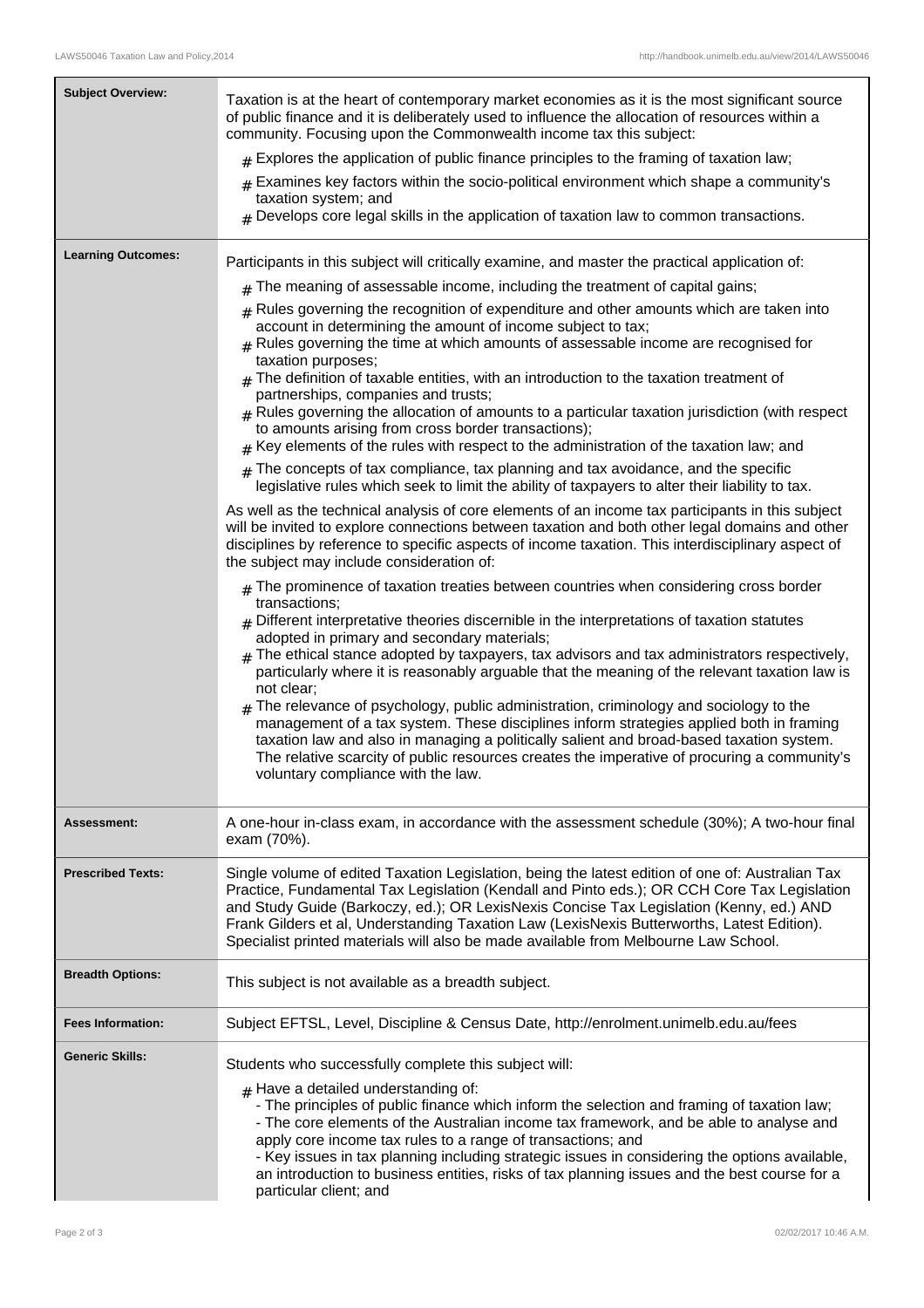| | |
|---|---|
| **Subject Overview:** | Taxation is at the heart of contemporary market economies as it is the most significant source of public finance and it is deliberately used to influence the allocation of resources within a community. Focusing upon the Commonwealth income tax this subject:<br># Explores the application of public finance principles to the framing of taxation law;<br># Examines key factors within the socio-political environment which shape a community's taxation system; and<br># Develops core legal skills in the application of taxation law to common transactions. |
| **Learning Outcomes:** | Participants in this subject will critically examine, and master the practical application of:<br># The meaning of assessable income, including the treatment of capital gains;<br># Rules governing the recognition of expenditure and other amounts which are taken into account in determining the amount of income subject to tax;<br># Rules governing the time at which amounts of assessable income are recognised for taxation purposes;<br># The definition of taxable entities, with an introduction to the taxation treatment of partnerships, companies and trusts;<br># Rules governing the allocation of amounts to a particular taxation jurisdiction (with respect to amounts arising from cross border transactions);<br># Key elements of the rules with respect to the administration of the taxation law; and<br># The concepts of tax compliance, tax planning and tax avoidance, and the specific legislative rules which seek to limit the ability of taxpayers to alter their liability to tax.<br><br>As well as the technical analysis of core elements of an income tax participants in this subject will be invited to explore connections between taxation and both other legal domains and other disciplines by reference to specific aspects of income taxation. This interdisciplinary aspect of the subject may include consideration of:<br># The prominence of taxation treaties between countries when considering cross border transactions;<br># Different interpretative theories discernible in the interpretations of taxation statutes adopted in primary and secondary materials;<br># The ethical stance adopted by taxpayers, tax advisors and tax administrators respectively, particularly where it is reasonably arguable that the meaning of the relevant taxation law is not clear;<br># The relevance of psychology, public administration, criminology and sociology to the management of a tax system. These disciplines inform strategies applied both in framing taxation law and also in managing a politically salient and broad-based taxation system. The relative scarcity of public resources creates the imperative of procuring a community's voluntary compliance with the law. |
| **Assessment:** | A one-hour in-class exam, in accordance with the assessment schedule (30%); A two-hour final exam (70%). |
| **Prescribed Texts:** | Single volume of edited Taxation Legislation, being the latest edition of one of: Australian Tax Practice, Fundamental Tax Legislation (Kendall and Pinto eds.); OR CCH Core Tax Legislation and Study Guide (Barkoczy, ed.); OR LexisNexis Concise Tax Legislation (Kenny, ed.) AND Frank Gilders et al, Understanding Taxation Law (LexisNexis Butterworths, Latest Edition). Specialist printed materials will also be made available from Melbourne Law School. |
| **Breadth Options:** | This subject is not available as a breadth subject. |
| **Fees Information:** | Subject EFTSL, Level, Discipline & Census Date, http://enrolment.unimelb.edu.au/fees |
| **Generic Skills:** | Students who successfully complete this subject will:<br># Have a detailed understanding of:<br>- The principles of public finance which inform the selection and framing of taxation law;<br>- The core elements of the Australian income tax framework, and be able to analyse and apply core income tax rules to a range of transactions; and<br>- Key issues in tax planning including strategic issues in considering the options available, an introduction to business entities, risks of tax planning issues and the best course for a particular client; and |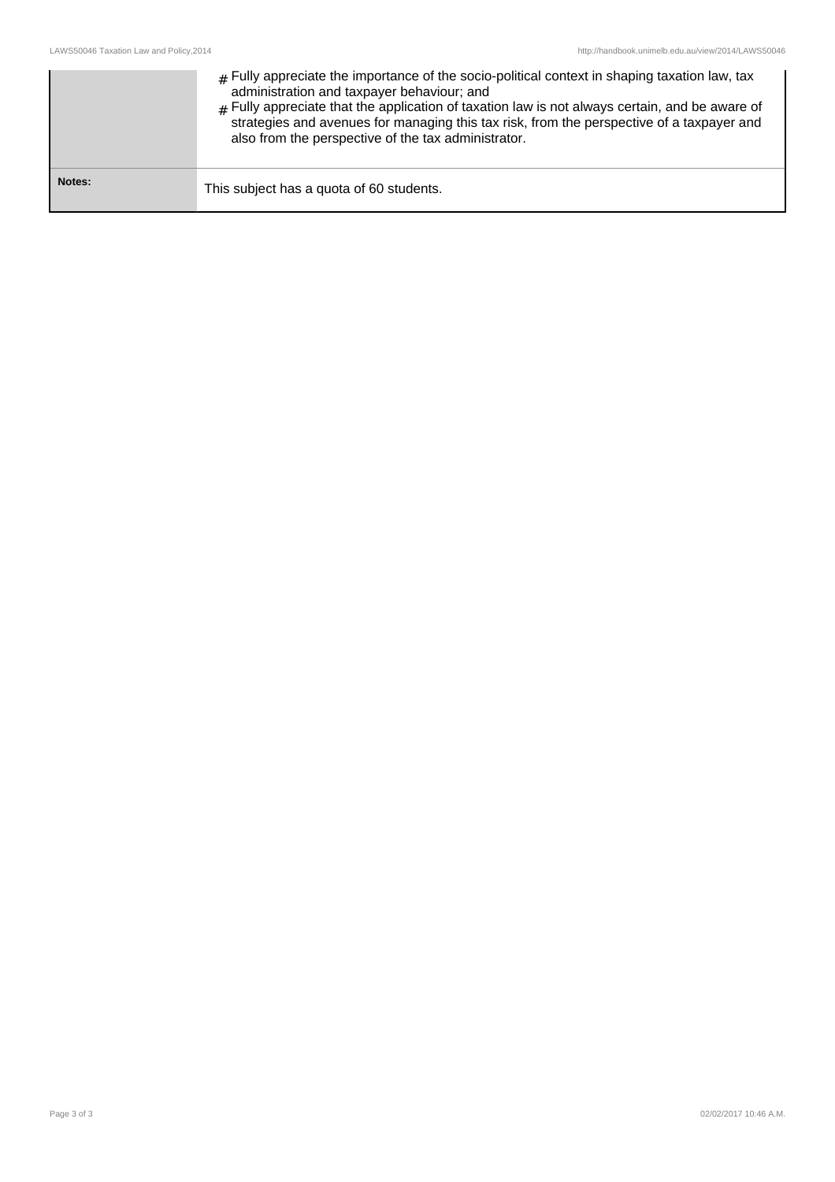| | |
|---|---|
| | # Fully appreciate the importance of the socio-political context in shaping taxation law, tax administration and taxpayer behaviour; and<br># Fully appreciate that the application of taxation law is not always certain, and be aware of strategies and avenues for managing this tax risk, from the perspective of a taxpayer and also from the perspective of the tax administrator. |
| **Notes:** | This subject has a quota of 60 students. |